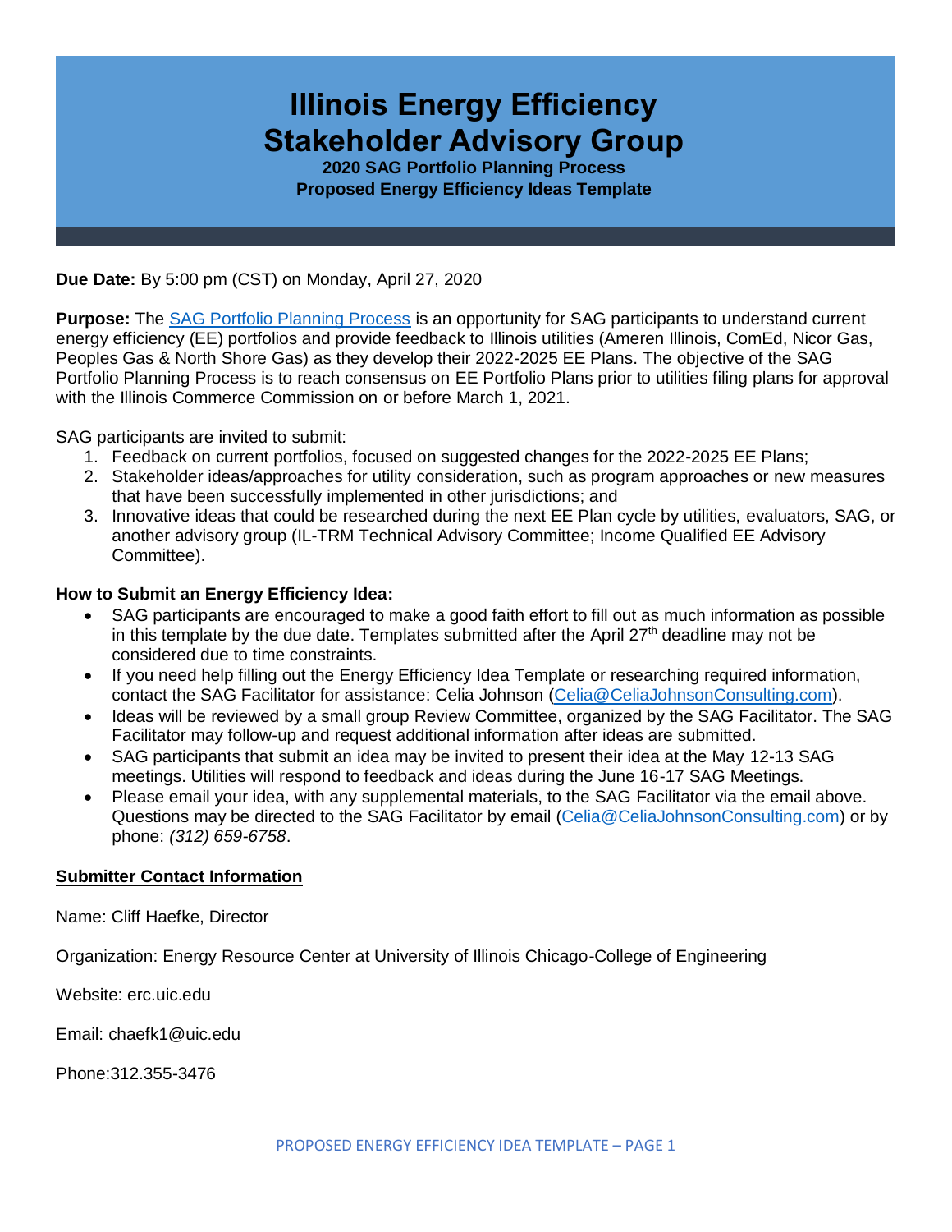# Illinois Energy Efficiency Stakeholder Advisory Group

**2020 SAG Portfolio Planning Process**
**Proposed Energy Efficiency Ideas Template**

**Due Date:** By 5:00 pm (CST) on Monday, April 27, 2020

**Purpose:** The SAG Portfolio Planning Process is an opportunity for SAG participants to understand current energy efficiency (EE) portfolios and provide feedback to Illinois utilities (Ameren Illinois, ComEd, Nicor Gas, Peoples Gas & North Shore Gas) as they develop their 2022-2025 EE Plans. The objective of the SAG Portfolio Planning Process is to reach consensus on EE Portfolio Plans prior to utilities filing plans for approval with the Illinois Commerce Commission on or before March 1, 2021.

SAG participants are invited to submit:

1. Feedback on current portfolios, focused on suggested changes for the 2022-2025 EE Plans;
2. Stakeholder ideas/approaches for utility consideration, such as program approaches or new measures that have been successfully implemented in other jurisdictions; and
3. Innovative ideas that could be researched during the next EE Plan cycle by utilities, evaluators, SAG, or another advisory group (IL-TRM Technical Advisory Committee; Income Qualified EE Advisory Committee).

**How to Submit an Energy Efficiency Idea:**

- SAG participants are encouraged to make a good faith effort to fill out as much information as possible in this template by the due date. Templates submitted after the April 27th deadline may not be considered due to time constraints.
- If you need help filling out the Energy Efficiency Idea Template or researching required information, contact the SAG Facilitator for assistance: Celia Johnson (Celia@CeliaJohnsonConsulting.com).
- Ideas will be reviewed by a small group Review Committee, organized by the SAG Facilitator. The SAG Facilitator may follow-up and request additional information after ideas are submitted.
- SAG participants that submit an idea may be invited to present their idea at the May 12-13 SAG meetings. Utilities will respond to feedback and ideas during the June 16-17 SAG Meetings.
- Please email your idea, with any supplemental materials, to the SAG Facilitator via the email above. Questions may be directed to the SAG Facilitator by email (Celia@CeliaJohnsonConsulting.com) or by phone: *(312) 659-6758*.

**Submitter Contact Information**

Name: Cliff Haefke, Director

Organization: Energy Resource Center at University of Illinois Chicago-College of Engineering

Website: erc.uic.edu

Email: chaefk1@uic.edu

Phone:312.355-3476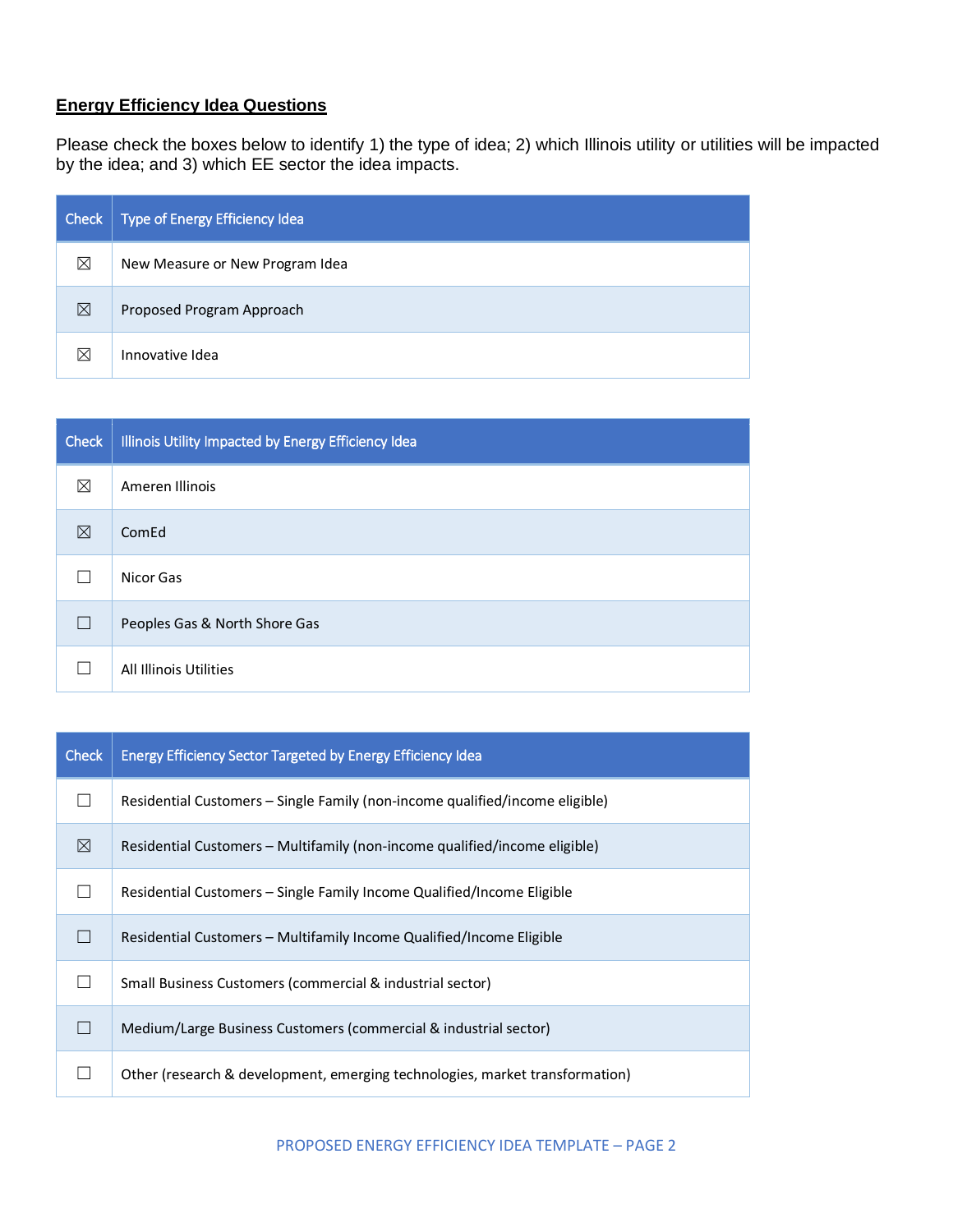## Energy Efficiency Idea Questions

Please check the boxes below to identify 1) the type of idea; 2) which Illinois utility or utilities will be impacted by the idea; and 3) which EE sector the idea impacts.

| Check | Type of Energy Efficiency Idea |
|---|---|
| ☒ | New Measure or New Program Idea |
| ☒ | Proposed Program Approach |
| ☒ | Innovative Idea |

| Check | Illinois Utility Impacted by Energy Efficiency Idea |
|---|---|
| ☒ | Ameren Illinois |
| ☒ | ComEd |
| ☐ | Nicor Gas |
| ☐ | Peoples Gas & North Shore Gas |
| ☐ | All Illinois Utilities |

| Check | Energy Efficiency Sector Targeted by Energy Efficiency Idea |
|---|---|
| ☐ | Residential Customers – Single Family (non-income qualified/income eligible) |
| ☒ | Residential Customers – Multifamily (non-income qualified/income eligible) |
| ☐ | Residential Customers – Single Family Income Qualified/Income Eligible |
| ☐ | Residential Customers – Multifamily Income Qualified/Income Eligible |
| ☐ | Small Business Customers (commercial & industrial sector) |
| ☐ | Medium/Large Business Customers (commercial & industrial sector) |
| ☐ | Other (research & development, emerging technologies, market transformation) |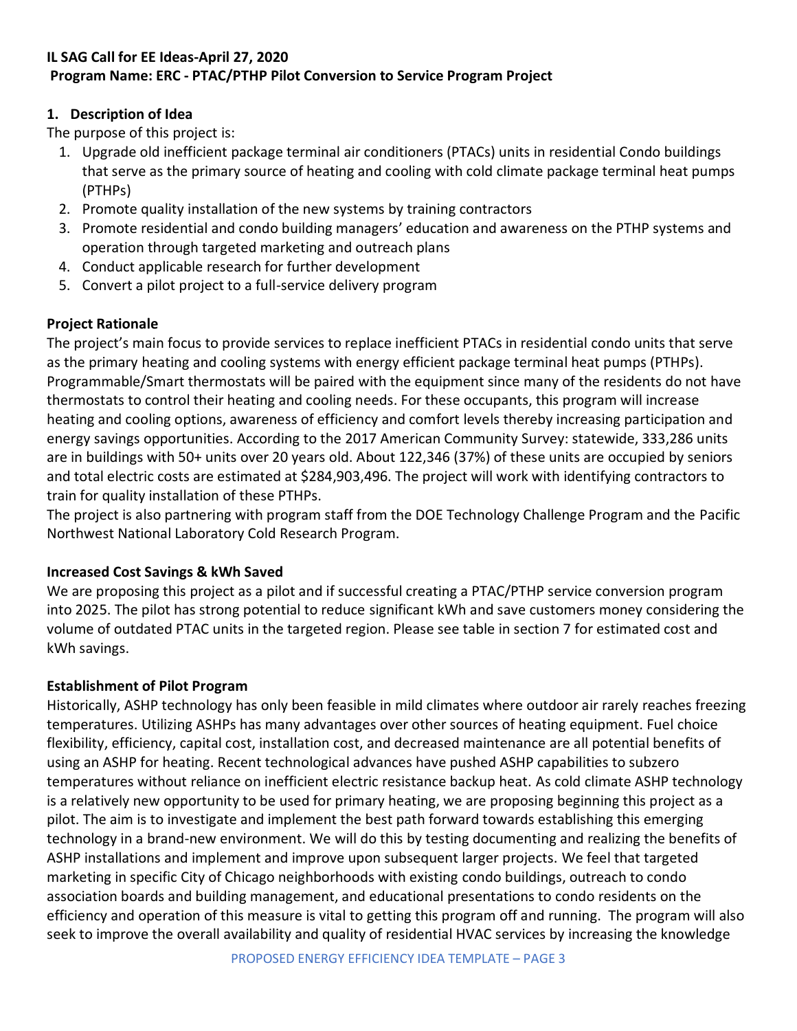**IL SAG Call for EE Ideas-April 27, 2020**
**Program Name: ERC - PTAC/PTHP Pilot Conversion to Service Program Project**

## 1. Description of Idea

The purpose of this project is:

1. Upgrade old inefficient package terminal air conditioners (PTACs) units in residential Condo buildings that serve as the primary source of heating and cooling with cold climate package terminal heat pumps (PTHPs)
2. Promote quality installation of the new systems by training contractors
3. Promote residential and condo building managers' education and awareness on the PTHP systems and operation through targeted marketing and outreach plans
4. Conduct applicable research for further development
5. Convert a pilot project to a full-service delivery program

### Project Rationale

The project's main focus to provide services to replace inefficient PTACs in residential condo units that serve as the primary heating and cooling systems with energy efficient package terminal heat pumps (PTHPs). Programmable/Smart thermostats will be paired with the equipment since many of the residents do not have thermostats to control their heating and cooling needs. For these occupants, this program will increase heating and cooling options, awareness of efficiency and comfort levels thereby increasing participation and energy savings opportunities. According to the 2017 American Community Survey: statewide, 333,286 units are in buildings with 50+ units over 20 years old. About 122,346 (37%) of these units are occupied by seniors and total electric costs are estimated at $284,903,496. The project will work with identifying contractors to train for quality installation of these PTHPs.
The project is also partnering with program staff from the DOE Technology Challenge Program and the Pacific Northwest National Laboratory Cold Research Program.

### Increased Cost Savings & kWh Saved

We are proposing this project as a pilot and if successful creating a PTAC/PTHP service conversion program into 2025. The pilot has strong potential to reduce significant kWh and save customers money considering the volume of outdated PTAC units in the targeted region. Please see table in section 7 for estimated cost and kWh savings.

### Establishment of Pilot Program

Historically, ASHP technology has only been feasible in mild climates where outdoor air rarely reaches freezing temperatures. Utilizing ASHPs has many advantages over other sources of heating equipment. Fuel choice flexibility, efficiency, capital cost, installation cost, and decreased maintenance are all potential benefits of using an ASHP for heating. Recent technological advances have pushed ASHP capabilities to subzero temperatures without reliance on inefficient electric resistance backup heat. As cold climate ASHP technology is a relatively new opportunity to be used for primary heating, we are proposing beginning this project as a pilot. The aim is to investigate and implement the best path forward towards establishing this emerging technology in a brand-new environment. We will do this by testing documenting and realizing the benefits of ASHP installations and implement and improve upon subsequent larger projects. We feel that targeted marketing in specific City of Chicago neighborhoods with existing condo buildings, outreach to condo association boards and building management, and educational presentations to condo residents on the efficiency and operation of this measure is vital to getting this program off and running. The program will also seek to improve the overall availability and quality of residential HVAC services by increasing the knowledge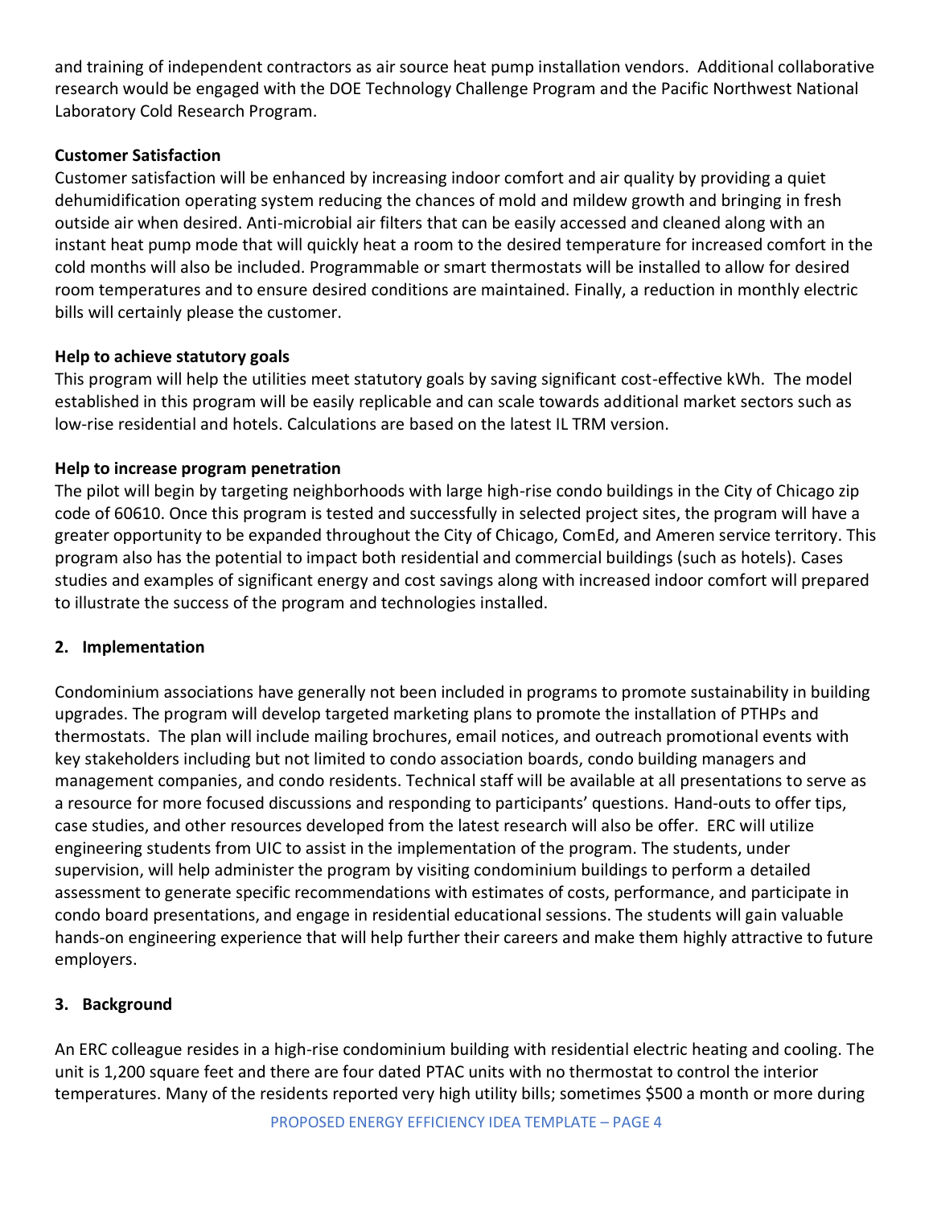and training of independent contractors as air source heat pump installation vendors. Additional collaborative research would be engaged with the DOE Technology Challenge Program and the Pacific Northwest National Laboratory Cold Research Program.

**Customer Satisfaction**

Customer satisfaction will be enhanced by increasing indoor comfort and air quality by providing a quiet dehumidification operating system reducing the chances of mold and mildew growth and bringing in fresh outside air when desired. Anti-microbial air filters that can be easily accessed and cleaned along with an instant heat pump mode that will quickly heat a room to the desired temperature for increased comfort in the cold months will also be included. Programmable or smart thermostats will be installed to allow for desired room temperatures and to ensure desired conditions are maintained. Finally, a reduction in monthly electric bills will certainly please the customer.

**Help to achieve statutory goals**

This program will help the utilities meet statutory goals by saving significant cost-effective kWh. The model established in this program will be easily replicable and can scale towards additional market sectors such as low-rise residential and hotels. Calculations are based on the latest IL TRM version.

**Help to increase program penetration**

The pilot will begin by targeting neighborhoods with large high-rise condo buildings in the City of Chicago zip code of 60610. Once this program is tested and successfully in selected project sites, the program will have a greater opportunity to be expanded throughout the City of Chicago, ComEd, and Ameren service territory. This program also has the potential to impact both residential and commercial buildings (such as hotels). Cases studies and examples of significant energy and cost savings along with increased indoor comfort will prepared to illustrate the success of the program and technologies installed.

## 2. Implementation

Condominium associations have generally not been included in programs to promote sustainability in building upgrades. The program will develop targeted marketing plans to promote the installation of PTHPs and thermostats. The plan will include mailing brochures, email notices, and outreach promotional events with key stakeholders including but not limited to condo association boards, condo building managers and management companies, and condo residents. Technical staff will be available at all presentations to serve as a resource for more focused discussions and responding to participants' questions. Hand-outs to offer tips, case studies, and other resources developed from the latest research will also be offer. ERC will utilize engineering students from UIC to assist in the implementation of the program. The students, under supervision, will help administer the program by visiting condominium buildings to perform a detailed assessment to generate specific recommendations with estimates of costs, performance, and participate in condo board presentations, and engage in residential educational sessions. The students will gain valuable hands-on engineering experience that will help further their careers and make them highly attractive to future employers.

## 3. Background

An ERC colleague resides in a high-rise condominium building with residential electric heating and cooling. The unit is 1,200 square feet and there are four dated PTAC units with no thermostat to control the interior temperatures. Many of the residents reported very high utility bills; sometimes $500 a month or more during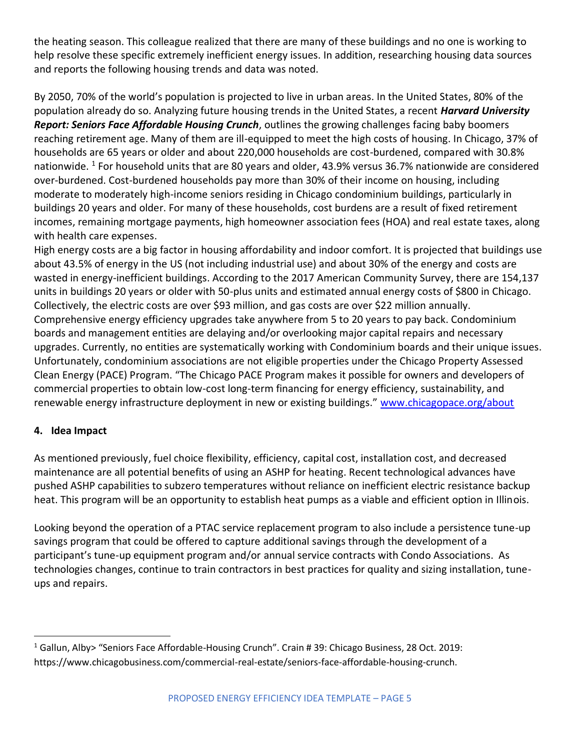the heating season. This colleague realized that there are many of these buildings and no one is working to help resolve these specific extremely inefficient energy issues. In addition, researching housing data sources and reports the following housing trends and data was noted.

By 2050, 70% of the world's population is projected to live in urban areas. In the United States, 80% of the population already do so. Analyzing future housing trends in the United States, a recent ***Harvard University Report: Seniors Face Affordable Housing Crunch***, outlines the growing challenges facing baby boomers reaching retirement age. Many of them are ill-equipped to meet the high costs of housing. In Chicago, 37% of households are 65 years or older and about 220,000 households are cost-burdened, compared with 30.8% nationwide. [1] For household units that are 80 years and older, 43.9% versus 36.7% nationwide are considered over-burdened. Cost-burdened households pay more than 30% of their income on housing, including moderate to moderately high-income seniors residing in Chicago condominium buildings, particularly in buildings 20 years and older. For many of these households, cost burdens are a result of fixed retirement incomes, remaining mortgage payments, high homeowner association fees (HOA) and real estate taxes, along with health care expenses.

High energy costs are a big factor in housing affordability and indoor comfort. It is projected that buildings use about 43.5% of energy in the US (not including industrial use) and about 30% of the energy and costs are wasted in energy-inefficient buildings. According to the 2017 American Community Survey, there are 154,137 units in buildings 20 years or older with 50-plus units and estimated annual energy costs of $800 in Chicago. Collectively, the electric costs are over $93 million, and gas costs are over $22 million annually. Comprehensive energy efficiency upgrades take anywhere from 5 to 20 years to pay back. Condominium boards and management entities are delaying and/or overlooking major capital repairs and necessary upgrades. Currently, no entities are systematically working with Condominium boards and their unique issues. Unfortunately, condominium associations are not eligible properties under the Chicago Property Assessed Clean Energy (PACE) Program. "The Chicago PACE Program makes it possible for owners and developers of commercial properties to obtain low-cost long-term financing for energy efficiency, sustainability, and renewable energy infrastructure deployment in new or existing buildings." [www.chicagopace.org/about](www.chicagopace.org/about)

## 4. Idea Impact

As mentioned previously, fuel choice flexibility, efficiency, capital cost, installation cost, and decreased maintenance are all potential benefits of using an ASHP for heating. Recent technological advances have pushed ASHP capabilities to subzero temperatures without reliance on inefficient electric resistance backup heat. This program will be an opportunity to establish heat pumps as a viable and efficient option in Illinois.

Looking beyond the operation of a PTAC service replacement program to also include a persistence tune-up savings program that could be offered to capture additional savings through the development of a participant's tune-up equipment program and/or annual service contracts with Condo Associations. As technologies changes, continue to train contractors in best practices for quality and sizing installation, tune-ups and repairs.

---

[1] Gallun, Alby> "Seniors Face Affordable-Housing Crunch". Crain # 39: Chicago Business, 28 Oct. 2019: https://www.chicagobusiness.com/commercial-real-estate/seniors-face-affordable-housing-crunch.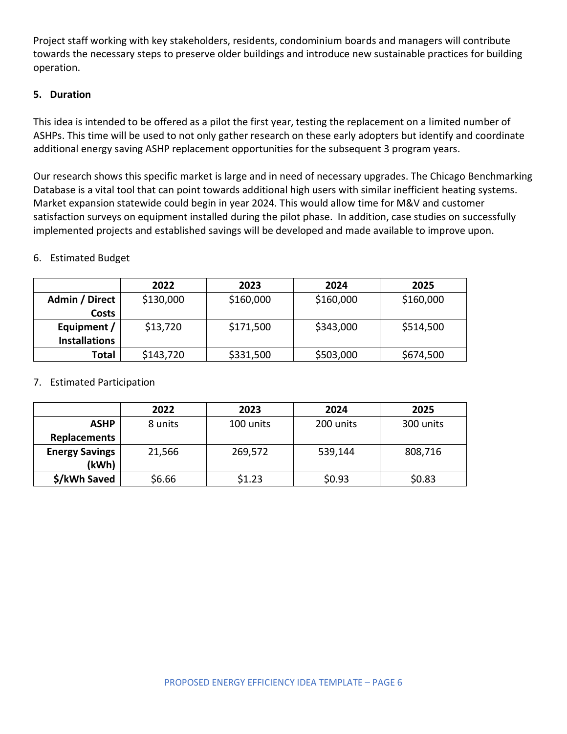Project staff working with key stakeholders, residents, condominium boards and managers will contribute towards the necessary steps to preserve older buildings and introduce new sustainable practices for building operation.

**5. Duration**

This idea is intended to be offered as a pilot the first year, testing the replacement on a limited number of ASHPs. This time will be used to not only gather research on these early adopters but identify and coordinate additional energy saving ASHP replacement opportunities for the subsequent 3 program years.

Our research shows this specific market is large and in need of necessary upgrades. The Chicago Benchmarking Database is a vital tool that can point towards additional high users with similar inefficient heating systems. Market expansion statewide could begin in year 2024. This would allow time for M&V and customer satisfaction surveys on equipment installed during the pilot phase. In addition, case studies on successfully implemented projects and established savings will be developed and made available to improve upon.

6. Estimated Budget

| | 2022 | 2023 | 2024 | 2025 |
|---|---|---|---|---|
| **Admin / Direct Costs** | $130,000 | $160,000 | $160,000 | $160,000 |
| **Equipment / Installations** | $13,720 | $171,500 | $343,000 | $514,500 |
| **Total** | $143,720 | $331,500 | $503,000 | $674,500 |

7. Estimated Participation

| | 2022 | 2023 | 2024 | 2025 |
|---|---|---|---|---|
| **ASHP Replacements** | 8 units | 100 units | 200 units | 300 units |
| **Energy Savings (kWh)** | 21,566 | 269,572 | 539,144 | 808,716 |
| **$/kWh Saved** | $6.66 | $1.23 | $0.93 | $0.83 |